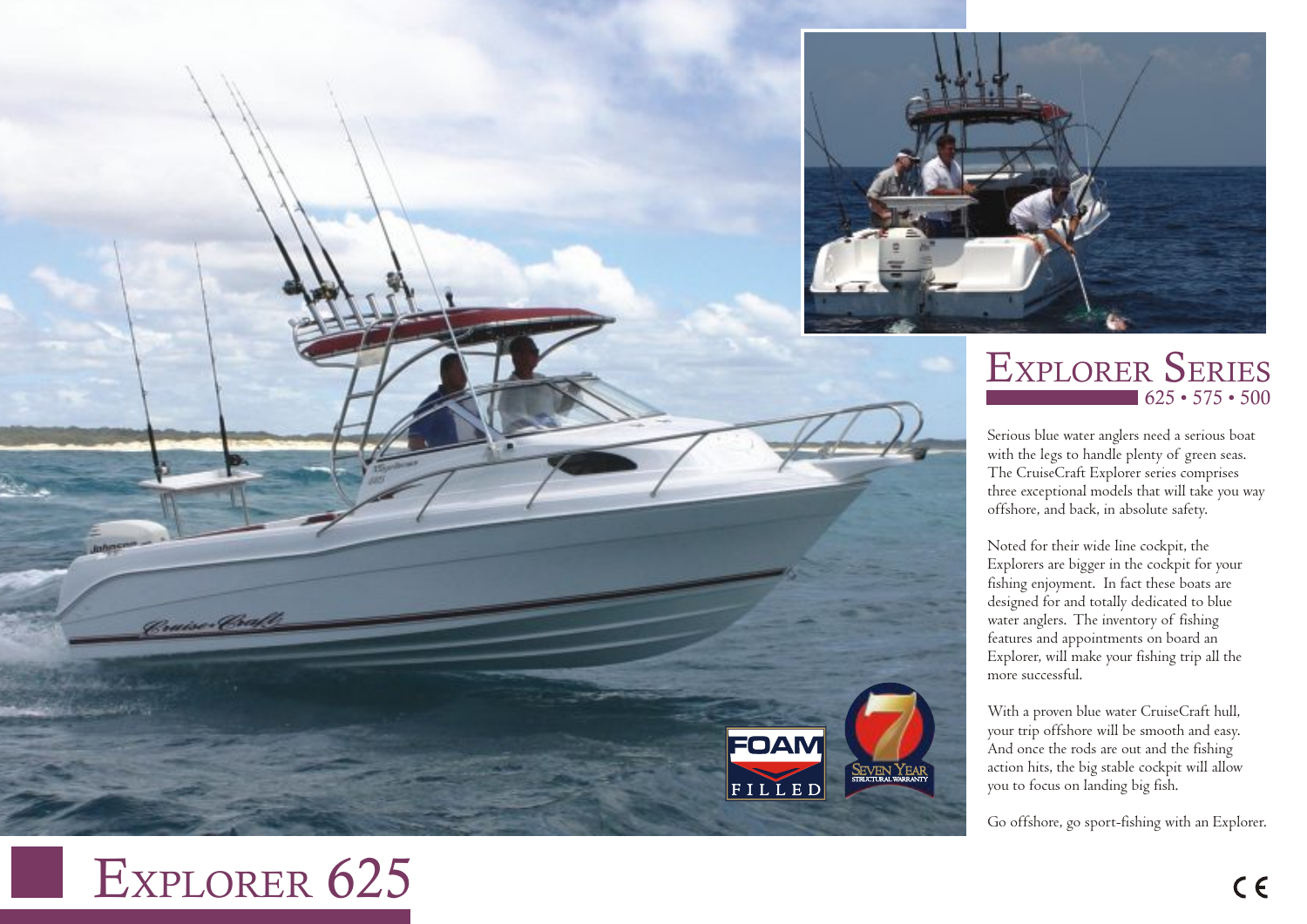# Explorer Series

625 • 575 • 500

Serious blue water anglers need a serious boat with the legs to handle plenty of green seas. The CruiseCraft Explorer series comprises three exceptional models that will take you way offshore, and back, in absolute safety.

Noted for their wide line cockpit, the Explorers are bigger in the cockpit for your fishing enjoyment. In fact these boats are designed for and totally dedicated to blue water anglers. The inventory of fishing features and appointments on board an Explorer, will make your fishing trip all the more successful.

With a proven blue water CruiseCraft hull, your trip offshore will be smooth and easy. And once the rods are out and the fishing action hits, the big stable cockpit will allow you to focus on landing big fish.

Go offshore, go sport-fishing with an Explorer.

FOAM FILLED

7 SEVEN YEAR STRUCTURAL WARRANTY

# Explorer 625

CE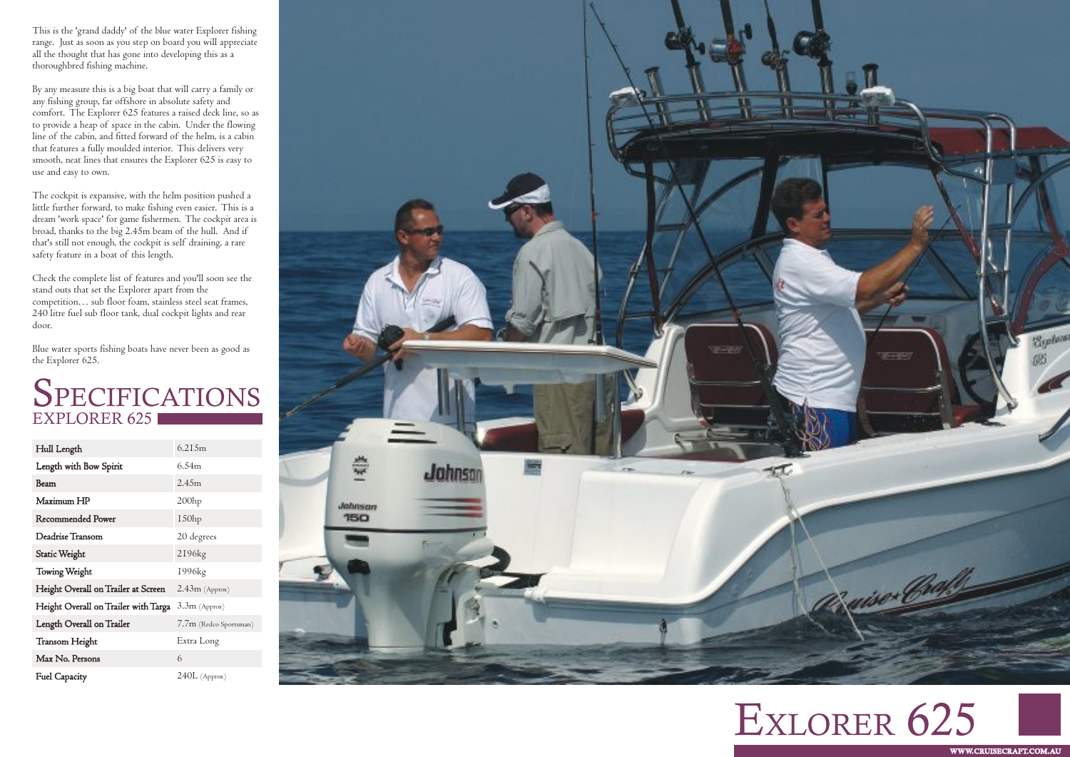This is the 'grand daddy' of the blue water Explorer fishing range. Just as soon as you step on board you will appreciate all the thought that has gone into developing this as a thoroughbred fishing machine.

By any measure this is a big boat that will carry a family or any fishing group, far offshore in absolute safety and comfort. The Explorer 625 features a raised deck line, so as to provide a heap of space in the cabin. Under the flowing line of the cabin, and fitted forward of the helm, is a cabin that features a fully moulded interior. This delivers very smooth, neat lines that ensures the Explorer 625 is easy to use and easy to own.

The cockpit is expansive, with the helm position pushed a little further forward, to make fishing even easier. This is a dream 'work space' for game fishermen. The cockpit area is broad, thanks to the big 2.45m beam of the hull. And if that's still not enough, the cockpit is self draining, a rare safety feature in a boat of this length.

Check the complete list of features and you'll soon see the stand outs that set the Explorer apart from the competition… sub floor foam, stainless steel seat frames, 240 litre fuel sub floor tank, dual cockpit lights and rear door.

Blue water sports fishing boats have never been as good as the Explorer 625.

# Specifications

## EXPLORER 625

| | |
|---|---|
| Hull Length | 6.215m |
| Length with Bow Spirit | 6.54m |
| Beam | 2.45m |
| Maximum HP | 200hp |
| Recommended Power | 150hp |
| Deadrise Transom | 20 degrees |
| Static Weight | 2196kg |
| Towing Weight | 1996kg |
| Height Overall on Trailer at Screen | 2.43m (Approx) |
| Height Overall on Trailer with Targa | 3.3m (Approx) |
| Length Overall on Trailer | 7.7m (Redco Sportsman) |
| Transom Height | Extra Long |
| Max No. Persons | 6 |
| Fuel Capacity | 240L (Approx) |

# Exlorer 625

WWW.CRUISECRAFT.COM.AU